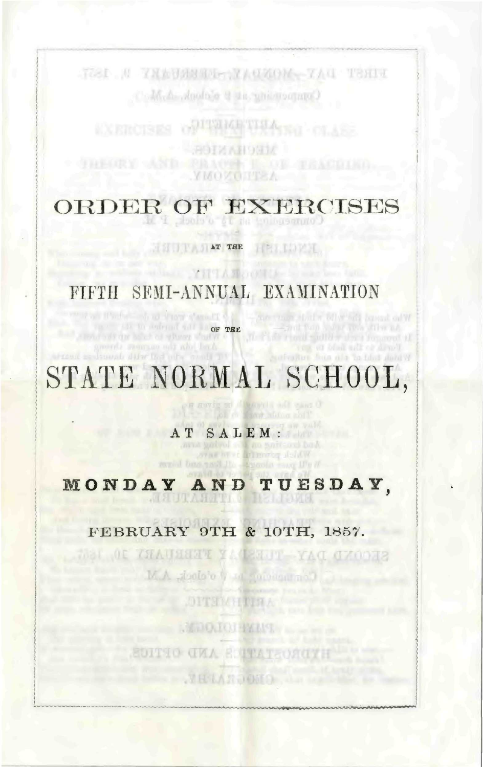# ORDER OF EXERCISES

AT THE

## FIFTH SEMI-ANNUAL EXAMINATION

OF THE

# STATE NORMAL SCHOOL,

AT SALEM,

## MONDAY AND TUESDAY,

FEBRUARY 9TH & 10TH, 1857.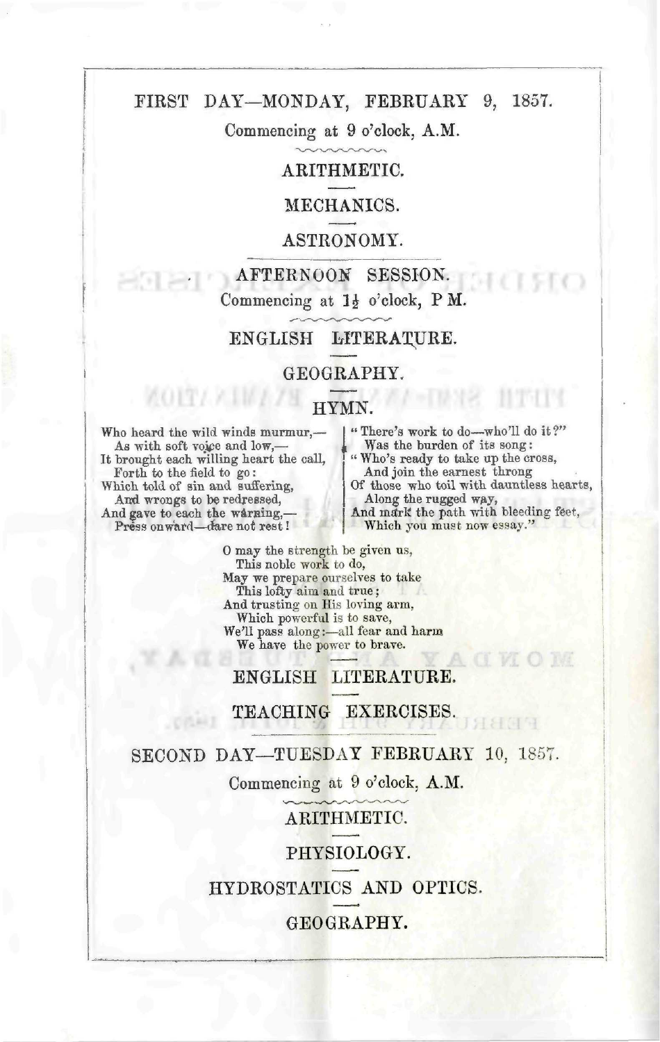## FIRST DAY—MONDAY, FEBRUARY 9, 1857.

Commencing at 9 o'clock, A.M.

ARITHMETIC.

MECHANICS.

ASTRONOMY.

## AFTERNOON SESSION.

Commencing at 1½ o'clock, P M.

ENGLISH LITERATURE.

GEOGRAPHY.

### HYMN.

Who heard the wild winds murmur,—
As with soft voice and low,—
It brought each willing heart the call,
Forth to the field to go:
Which told of sin and suffering,
And wrongs to be redressed,
And gave to each the warning,—
Press onward—dare not rest!

"There's work to do—who'll do it?"
Was the burden of its song:
"Who's ready to take up the cross,
And join the earnest throng
Of those who toil with dauntless hearts,
Along the rugged way,
And mark the path with bleeding feet,
Which you must now essay."

O may the strength be given us,
This noble work to do,
May we prepare ourselves to take
This lofty aim and true;
And trusting on His loving arm,
Which powerful is to save,
We'll pass along:—all fear and harm
We have the power to brave.

ENGLISH LITERATURE.

TEACHING EXERCISES.

## SECOND DAY—TUESDAY FEBRUARY 10, 1857.

Commencing at 9 o'clock, A.M.

ARITHMETIC.

PHYSIOLOGY.

HYDROSTATICS AND OPTICS.

GEOGRAPHY.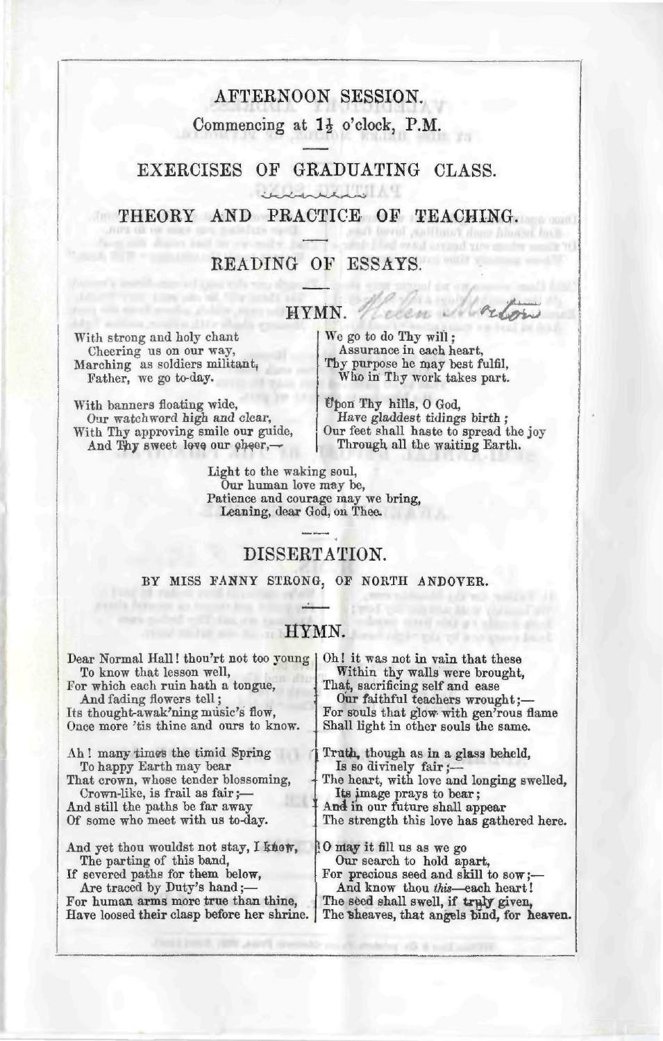## AFTERNOON SESSION.

Commencing at 1½ o'clock, P.M.

### EXERCISES OF GRADUATING CLASS.

### THEORY AND PRACTICE OF TEACHING.

### READING OF ESSAYS.

### HYMN.

Helen Morton

With strong and holy chant
Cheering us on our way,
Marching as soldiers militant,
Father, we go to-day.

With banners floating wide,
Our watchword high and clear,
With Thy approving smile our guide,
And Thy sweet love our cheer,—

We go to do Thy will;
Assurance in each heart,
Thy purpose he may best fulfil,
Who in Thy work takes part.

Upon Thy hills, O God,
Have gladdest tidings birth;
Our feet shall haste to spread the joy
Through all the waiting Earth.

Light to the waking soul,
Our human love may be,
Patience and courage may we bring,
Leaning, dear God, on Thee.

### DISSERTATION.

BY MISS FANNY STRONG, OF NORTH ANDOVER.

### HYMN.

Dear Normal Hall! thou'rt not too young
To know that lesson well,
For which each ruin hath a tongue,
And fading flowers tell;
Its thought-awak'ning music's flow,
Once more 'tis thine and ours to know.

Ah! many times the timid Spring
To happy Earth may bear
That crown, whose tender blossoming,
Crown-like, is frail as fair;—
And still the paths be far away
Of some who meet with us to-day.

And yet thou wouldst not stay, I know,
The parting of this band,
If severed paths for them below,
Are traced by Duty's hand;—
For human arms more true than thine,
Have loosed their clasp before her shrine.

Oh! it was not in vain that these
Within thy walls were brought,
That, sacrificing self and ease
Our faithful teachers wrought;—
For souls that glow with gen'rous flame
Shall light in other souls the same.

Truth, though as in a glass beheld,
Is so divinely fair;—
The heart, with love and longing swelled,
Its image prays to bear;
And in our future shall appear
The strength this love has gathered here.

O may it fill us as we go
Our search to hold apart,
For precious seed and skill to sow;—
And know thou *this*—each heart!
The seed shall swell, if truly given,
The sheaves, that angels bind, for heaven.